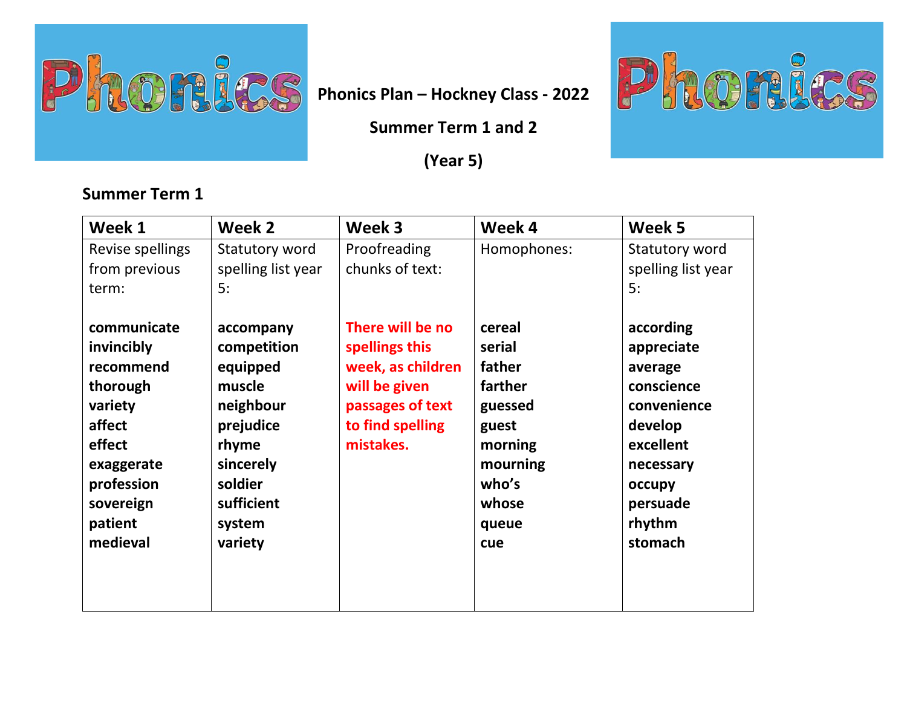**Phonics Plan – Hockney Class - 2022**

**Summer Term 1 and 2**

**(Year 5)**

## Summer Term 1

| Week 1 | Week 2 | Week 3 | Week 4 | Week 5 |
|---|---|---|---|---|
| Revise spellings from previous term:<br><br>**communicate**<br>**invincibly**<br>**recommend**<br>**thorough**<br>**variety**<br>**affect**<br>**effect**<br>**exaggerate**<br>**profession**<br>**sovereign**<br>**patient**<br>**medieval** | Statutory word spelling list year 5:<br><br>**accompany**<br>**competition**<br>**equipped**<br>**muscle**<br>**neighbour**<br>**prejudice**<br>**rhyme**<br>**sincerely**<br>**soldier**<br>**sufficient**<br>**system**<br>**variety** | Proofreading chunks of text:<br><br>**There will be no spellings this week, as children will be given passages of text to find spelling mistakes.** | Homophones:<br><br>**cereal**<br>**serial**<br>**father**<br>**farther**<br>**guessed**<br>**guest**<br>**morning**<br>**mourning**<br>**who's**<br>**whose**<br>**queue**<br>**cue** | Statutory word spelling list year 5:<br><br>**according**<br>**appreciate**<br>**average**<br>**conscience**<br>**convenience**<br>**develop**<br>**excellent**<br>**necessary**<br>**occupy**<br>**persuade**<br>**rhythm**<br>**stomach** |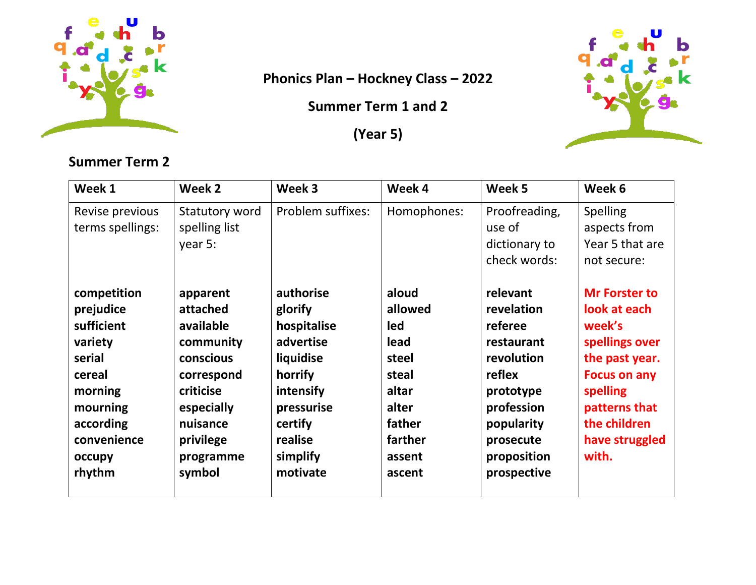**Phonics Plan – Hockney Class – 2022**

**Summer Term 1 and 2**

**(Year 5)**

## Summer Term 2

| Week 1 | Week 2 | Week 3 | Week 4 | Week 5 | Week 6 |
|---|---|---|---|---|---|
| Revise previous terms spellings:<br><br>**competition**<br>**prejudice**<br>**sufficient**<br>**variety**<br>**serial**<br>**cereal**<br>**morning**<br>**mourning**<br>**according**<br>**convenience**<br>**occupy**<br>**rhythm** | Statutory word spelling list year 5:<br><br>**apparent**<br>**attached**<br>**available**<br>**community**<br>**conscious**<br>**correspond**<br>**criticise**<br>**especially**<br>**nuisance**<br>**privilege**<br>**programme**<br>**symbol** | Problem suffixes:<br><br>**authorise**<br>**glorify**<br>**hospitalise**<br>**advertise**<br>**liquidise**<br>**horrify**<br>**intensify**<br>**pressurise**<br>**certify**<br>**realise**<br>**simplify**<br>**motivate** | Homophones:<br><br>**aloud**<br>**allowed**<br>**led**<br>**lead**<br>**steel**<br>**steal**<br>**altar**<br>**alter**<br>**father**<br>**farther**<br>**assent**<br>**ascent** | Proofreading, use of dictionary to check words:<br><br>**relevant**<br>**revelation**<br>**referee**<br>**restaurant**<br>**revolution**<br>**reflex**<br>**prototype**<br>**profession**<br>**popularity**<br>**prosecute**<br>**proposition**<br>**prospective** | Spelling aspects from Year 5 that are not secure:<br><br>**Mr Forster to look at each week's spellings over the past year. Focus on any spelling patterns that the children have struggled with.** |